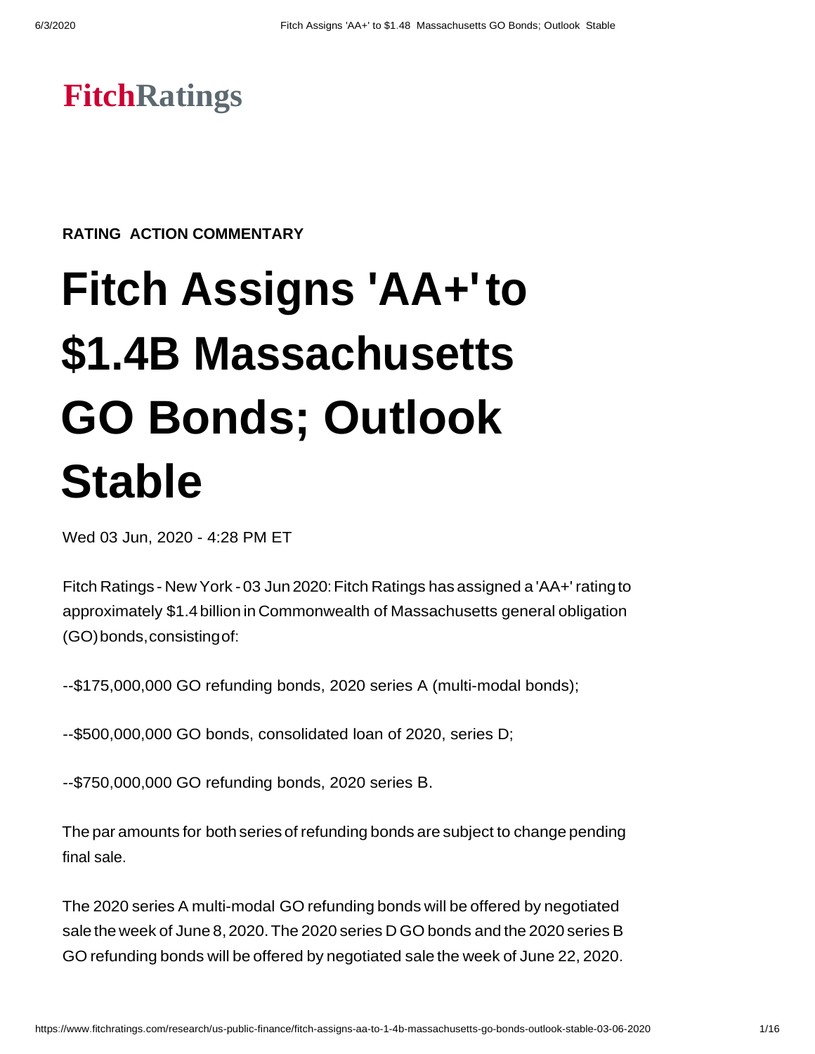**FitchRatings**

**RATING ACTION COMMENTARY**

# Fitch Assigns 'AA+' to $1.4B Massachusetts GO Bonds; Outlook Stable

Wed 03 Jun, 2020 - 4:28 PM ET

Fitch Ratings - New York - 03 Jun 2020: Fitch Ratings has assigned a 'AA+' rating to approximately $1.4 billion in Commonwealth of Massachusetts general obligation (GO) bonds, consisting of:

--$175,000,000 GO refunding bonds, 2020 series A (multi-modal bonds);

--$500,000,000 GO bonds, consolidated loan of 2020, series D;

--$750,000,000 GO refunding bonds, 2020 series B.

The par amounts for both series of refunding bonds are subject to change pending final sale.

The 2020 series A multi-modal GO refunding bonds will be offered by negotiated sale the week of June 8, 2020. The 2020 series D GO bonds and the 2020 series B GO refunding bonds will be offered by negotiated sale the week of June 22, 2020.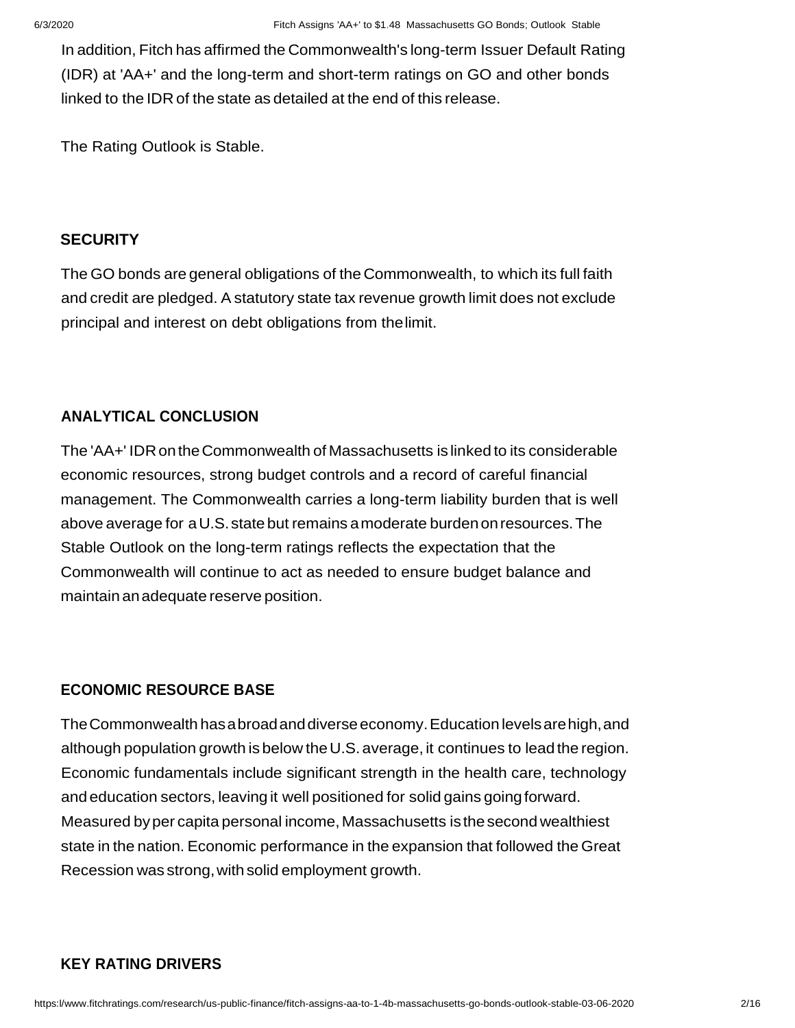In addition, Fitch has affirmed the Commonwealth's long-term Issuer Default Rating (IDR) at 'AA+' and the long-term and short-term ratings on GO and other bonds linked to the IDR of the state as detailed at the end of this release.

The Rating Outlook is Stable.

## SECURITY

The GO bonds are general obligations of the Commonwealth, to which its full faith and credit are pledged. A statutory state tax revenue growth limit does not exclude principal and interest on debt obligations from the limit.

## ANALYTICAL CONCLUSION

The 'AA+' IDR on the Commonwealth of Massachusetts is linked to its considerable economic resources, strong budget controls and a record of careful financial management. The Commonwealth carries a long-term liability burden that is well above average for a U.S. state but remains a moderate burden on resources. The Stable Outlook on the long-term ratings reflects the expectation that the Commonwealth will continue to act as needed to ensure budget balance and maintain an adequate reserve position.

## ECONOMIC RESOURCE BASE

The Commonwealth has a broad and diverse economy. Education levels are high, and although population growth is below the U.S. average, it continues to lead the region. Economic fundamentals include significant strength in the health care, technology and education sectors, leaving it well positioned for solid gains going forward. Measured by per capita personal income, Massachusetts is the second wealthiest state in the nation. Economic performance in the expansion that followed the Great Recession was strong, with solid employment growth.

## KEY RATING DRIVERS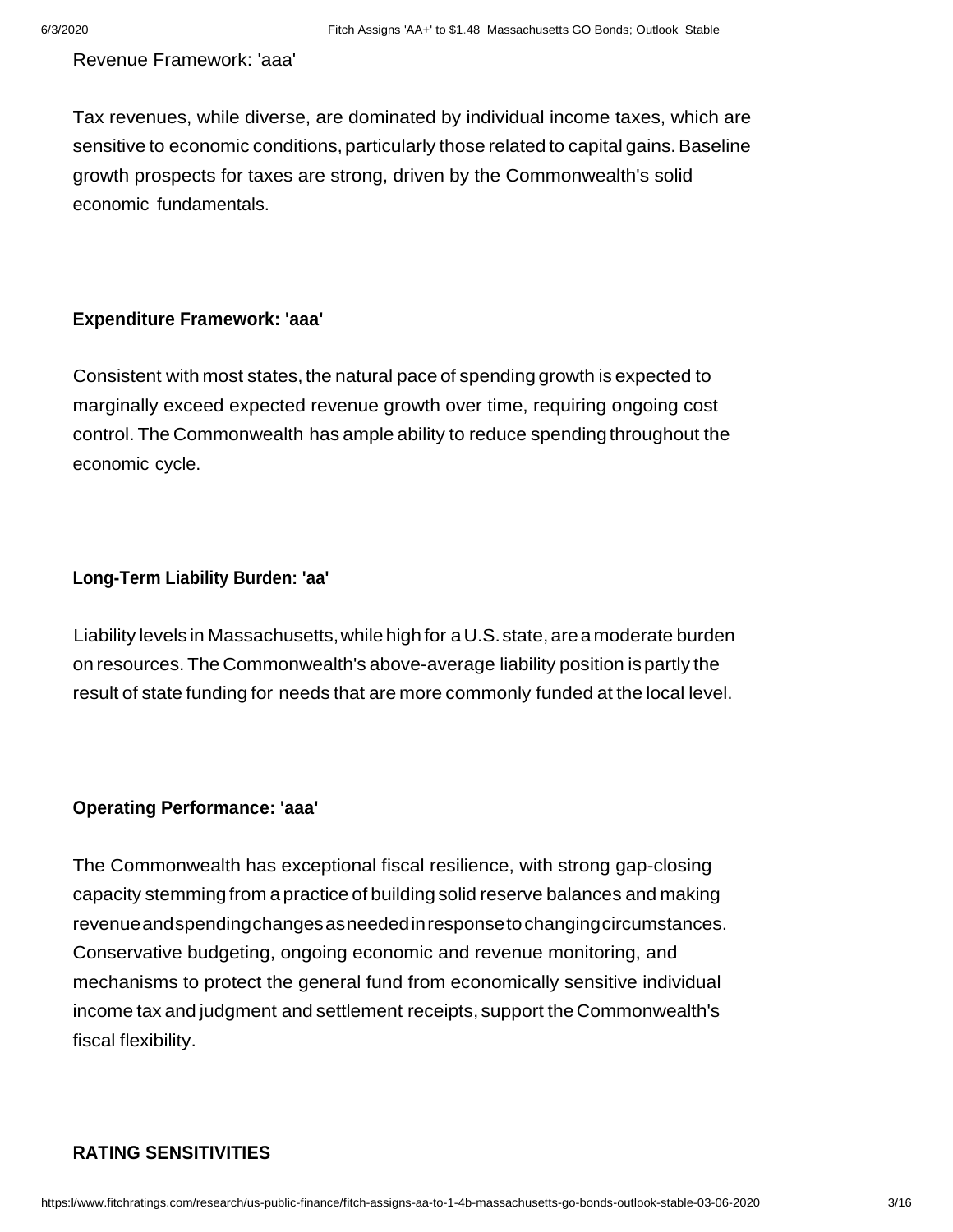Revenue Framework: 'aaa'

Tax revenues, while diverse, are dominated by individual income taxes, which are sensitive to economic conditions, particularly those related to capital gains. Baseline growth prospects for taxes are strong, driven by the Commonwealth's solid economic fundamentals.

**Expenditure Framework: 'aaa'**

Consistent with most states, the natural pace of spending growth is expected to marginally exceed expected revenue growth over time, requiring ongoing cost control. The Commonwealth has ample ability to reduce spending throughout the economic cycle.

**Long-Term Liability Burden: 'aa'**

Liability levels in Massachusetts, while high for a U.S. state, are a moderate burden on resources. The Commonwealth's above-average liability position is partly the result of state funding for needs that are more commonly funded at the local level.

**Operating Performance: 'aaa'**

The Commonwealth has exceptional fiscal resilience, with strong gap-closing capacity stemming from a practice of building solid reserve balances and making revenue and spending changes as needed in response to changing circumstances. Conservative budgeting, ongoing economic and revenue monitoring, and mechanisms to protect the general fund from economically sensitive individual income tax and judgment and settlement receipts, support the Commonwealth's fiscal flexibility.

**RATING SENSITIVITIES**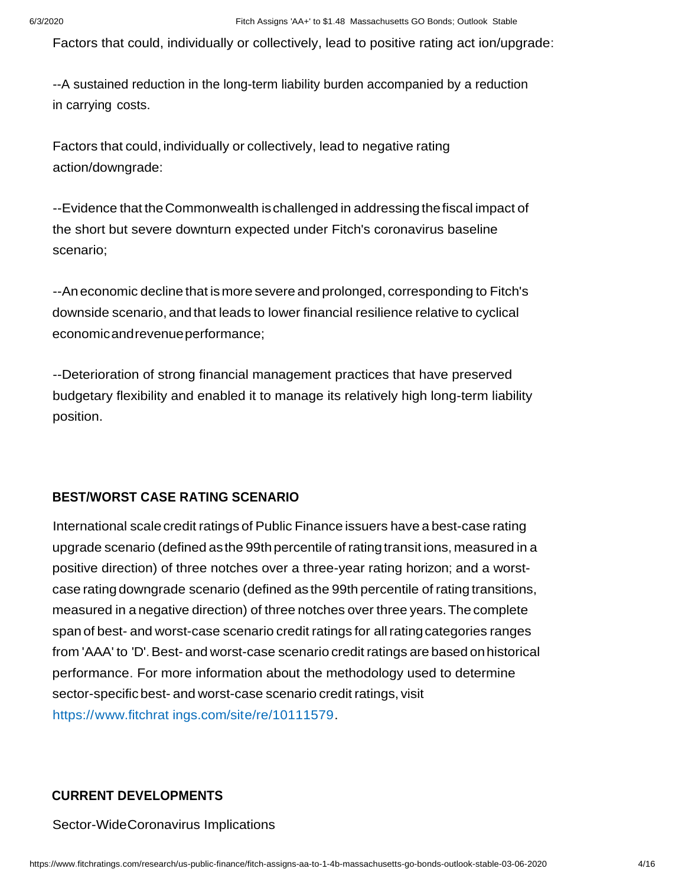Factors that could, individually or collectively, lead to positive rating action/upgrade:

--A sustained reduction in the long-term liability burden accompanied by a reduction in carrying costs.

Factors that could, individually or collectively, lead to negative rating action/downgrade:

--Evidence that the Commonwealth is challenged in addressing the fiscal impact of the short but severe downturn expected under Fitch's coronavirus baseline scenario;

--An economic decline that is more severe and prolonged, corresponding to Fitch's downside scenario, and that leads to lower financial resilience relative to cyclical economic and revenue performance;

--Deterioration of strong financial management practices that have preserved budgetary flexibility and enabled it to manage its relatively high long-term liability position.

**BEST/WORST CASE RATING SCENARIO**

International scale credit ratings of Public Finance issuers have a best-case rating upgrade scenario (defined as the 99th percentile of rating transitions, measured in a positive direction) of three notches over a three-year rating horizon; and a worst-case rating downgrade scenario (defined as the 99th percentile of rating transitions, measured in a negative direction) of three notches over three years. The complete span of best- and worst-case scenario credit ratings for all rating categories ranges from 'AAA' to 'D'. Best- and worst-case scenario credit ratings are based on historical performance. For more information about the methodology used to determine sector-specific best- and worst-case scenario credit ratings, visit https://www.fitchratings.com/site/re/10111579.

**CURRENT DEVELOPMENTS**

Sector-Wide Coronavirus Implications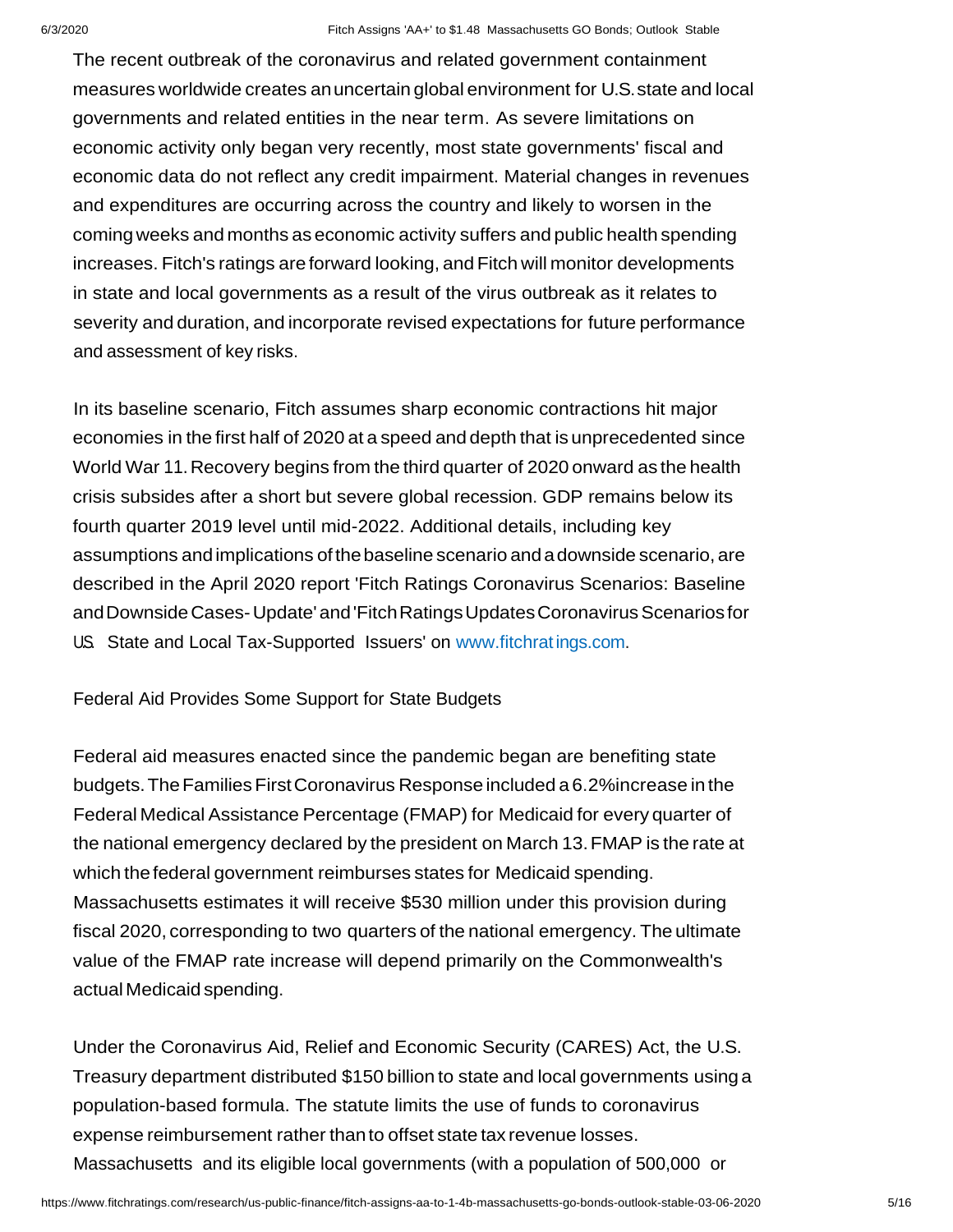The recent outbreak of the coronavirus and related government containment measures worldwide creates an uncertain global environment for U.S. state and local governments and related entities in the near term. As severe limitations on economic activity only began very recently, most state governments' fiscal and economic data do not reflect any credit impairment. Material changes in revenues and expenditures are occurring across the country and likely to worsen in the coming weeks and months as economic activity suffers and public health spending increases. Fitch's ratings are forward looking, and Fitch will monitor developments in state and local governments as a result of the virus outbreak as it relates to severity and duration, and incorporate revised expectations for future performance and assessment of key risks.

In its baseline scenario, Fitch assumes sharp economic contractions hit major economies in the first half of 2020 at a speed and depth that is unprecedented since World War 11. Recovery begins from the third quarter of 2020 onward as the health crisis subsides after a short but severe global recession. GDP remains below its fourth quarter 2019 level until mid-2022. Additional details, including key assumptions and implications of the baseline scenario and a downside scenario, are described in the April 2020 report 'Fitch Ratings Coronavirus Scenarios: Baseline and Downside Cases- Update' and 'Fitch Ratings Updates Coronavirus Scenarios for US State and Local Tax-Supported Issuers' on www.fitchratings.com.

Federal Aid Provides Some Support for State Budgets

Federal aid measures enacted since the pandemic began are benefiting state budgets. The Families First Coronavirus Response included a 6.2% increase in the Federal Medical Assistance Percentage (FMAP) for Medicaid for every quarter of the national emergency declared by the president on March 13. FMAP is the rate at which the federal government reimburses states for Medicaid spending. Massachusetts estimates it will receive $530 million under this provision during fiscal 2020, corresponding to two quarters of the national emergency. The ultimate value of the FMAP rate increase will depend primarily on the Commonwealth's actual Medicaid spending.

Under the Coronavirus Aid, Relief and Economic Security (CARES) Act, the U.S. Treasury department distributed $150 billion to state and local governments using a population-based formula. The statute limits the use of funds to coronavirus expense reimbursement rather than to offset state tax revenue losses. Massachusetts and its eligible local governments (with a population of 500,000 or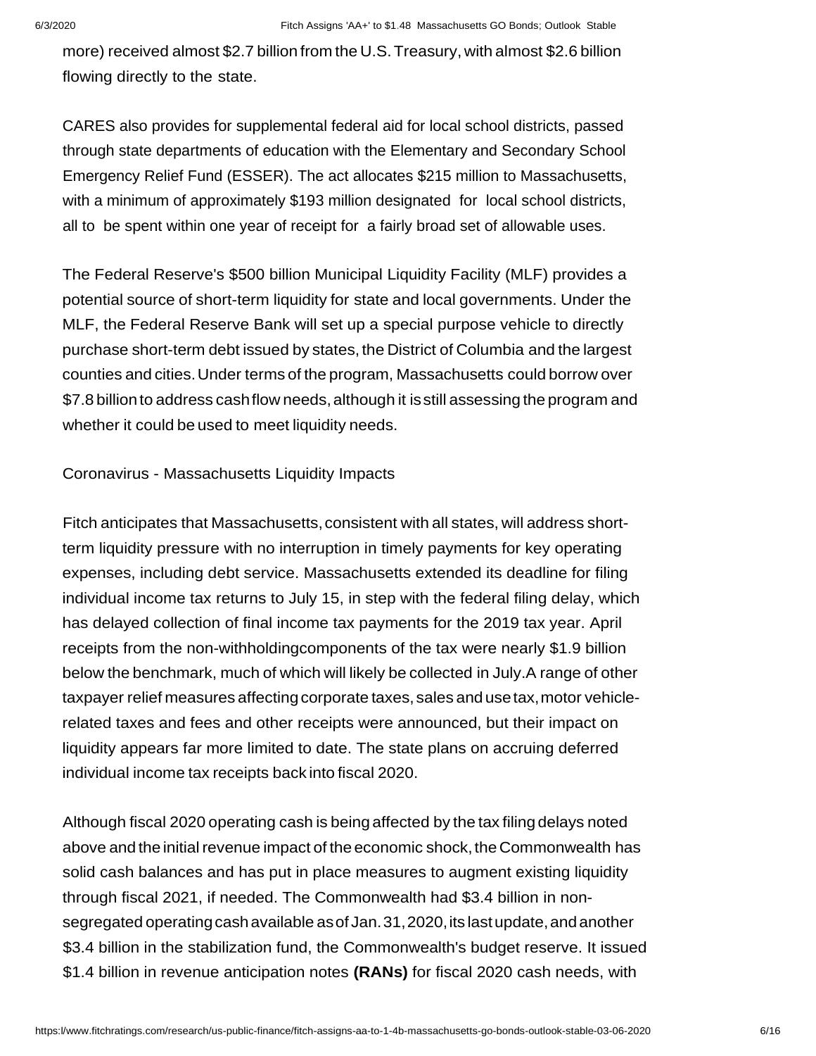more) received almost $2.7 billion from the U.S. Treasury, with almost $2.6 billion flowing directly to the state.

CARES also provides for supplemental federal aid for local school districts, passed through state departments of education with the Elementary and Secondary School Emergency Relief Fund (ESSER). The act allocates $215 million to Massachusetts, with a minimum of approximately $193 million designated for local school districts, all to be spent within one year of receipt for a fairly broad set of allowable uses.

The Federal Reserve's $500 billion Municipal Liquidity Facility (MLF) provides a potential source of short-term liquidity for state and local governments. Under the MLF, the Federal Reserve Bank will set up a special purpose vehicle to directly purchase short-term debt issued by states, the District of Columbia and the largest counties and cities. Under terms of the program, Massachusetts could borrow over $7.8 billion to address cash flow needs, although it is still assessing the program and whether it could be used to meet liquidity needs.

Coronavirus - Massachusetts Liquidity Impacts

Fitch anticipates that Massachusetts, consistent with all states, will address short-term liquidity pressure with no interruption in timely payments for key operating expenses, including debt service. Massachusetts extended its deadline for filing individual income tax returns to July 15, in step with the federal filing delay, which has delayed collection of final income tax payments for the 2019 tax year. April receipts from the non-withholdingcomponents of the tax were nearly $1.9 billion below the benchmark, much of which will likely be collected in July.A range of other taxpayer relief measures affecting corporate taxes, sales and use tax, motor vehicle-related taxes and fees and other receipts were announced, but their impact on liquidity appears far more limited to date. The state plans on accruing deferred individual income tax receipts back into fiscal 2020.

Although fiscal 2020 operating cash is being affected by the tax filing delays noted above and the initial revenue impact of the economic shock, the Commonwealth has solid cash balances and has put in place measures to augment existing liquidity through fiscal 2021, if needed. The Commonwealth had $3.4 billion in non-segregated operating cash available as of Jan. 31, 2020, its last update, and another $3.4 billion in the stabilization fund, the Commonwealth's budget reserve. It issued $1.4 billion in revenue anticipation notes **(RANs)** for fiscal 2020 cash needs, with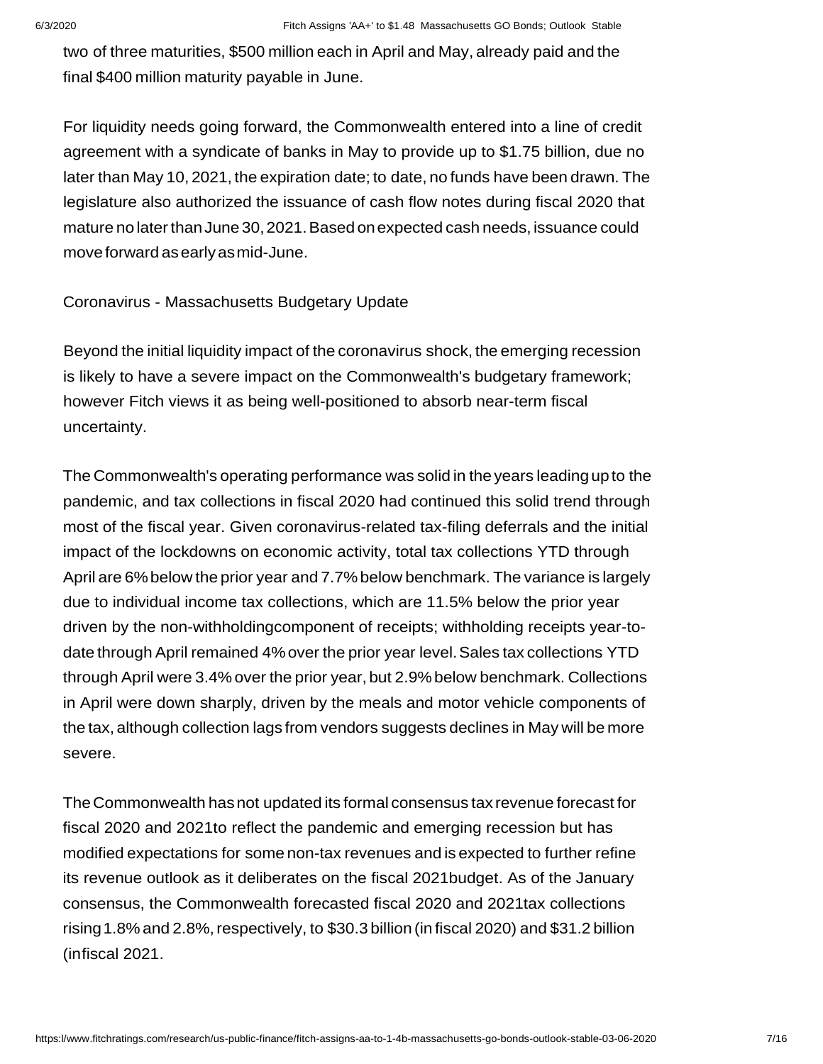two of three maturities, $500 million each in April and May, already paid and the final $400 million maturity payable in June.

For liquidity needs going forward, the Commonwealth entered into a line of credit agreement with a syndicate of banks in May to provide up to $1.75 billion, due no later than May 10, 2021, the expiration date; to date, no funds have been drawn. The legislature also authorized the issuance of cash flow notes during fiscal 2020 that mature no later than June 30, 2021. Based on expected cash needs, issuance could move forward as early as mid-June.

Coronavirus - Massachusetts Budgetary Update

Beyond the initial liquidity impact of the coronavirus shock, the emerging recession is likely to have a severe impact on the Commonwealth's budgetary framework; however Fitch views it as being well-positioned to absorb near-term fiscal uncertainty.

The Commonwealth's operating performance was solid in the years leading up to the pandemic, and tax collections in fiscal 2020 had continued this solid trend through most of the fiscal year. Given coronavirus-related tax-filing deferrals and the initial impact of the lockdowns on economic activity, total tax collections YTD through April are 6% below the prior year and 7.7% below benchmark. The variance is largely due to individual income tax collections, which are 11.5% below the prior year driven by the non-withholdingcomponent of receipts; withholding receipts year-to-date through April remained 4% over the prior year level. Sales tax collections YTD through April were 3.4% over the prior year, but 2.9% below benchmark. Collections in April were down sharply, driven by the meals and motor vehicle components of the tax, although collection lags from vendors suggests declines in May will be more severe.

The Commonwealth has not updated its formal consensus tax revenue forecast for fiscal 2020 and 2021to reflect the pandemic and emerging recession but has modified expectations for some non-tax revenues and is expected to further refine its revenue outlook as it deliberates on the fiscal 2021budget. As of the January consensus, the Commonwealth forecasted fiscal 2020 and 2021tax collections rising 1.8% and 2.8%, respectively, to $30.3 billion (in fiscal 2020) and $31.2 billion (infiscal 2021.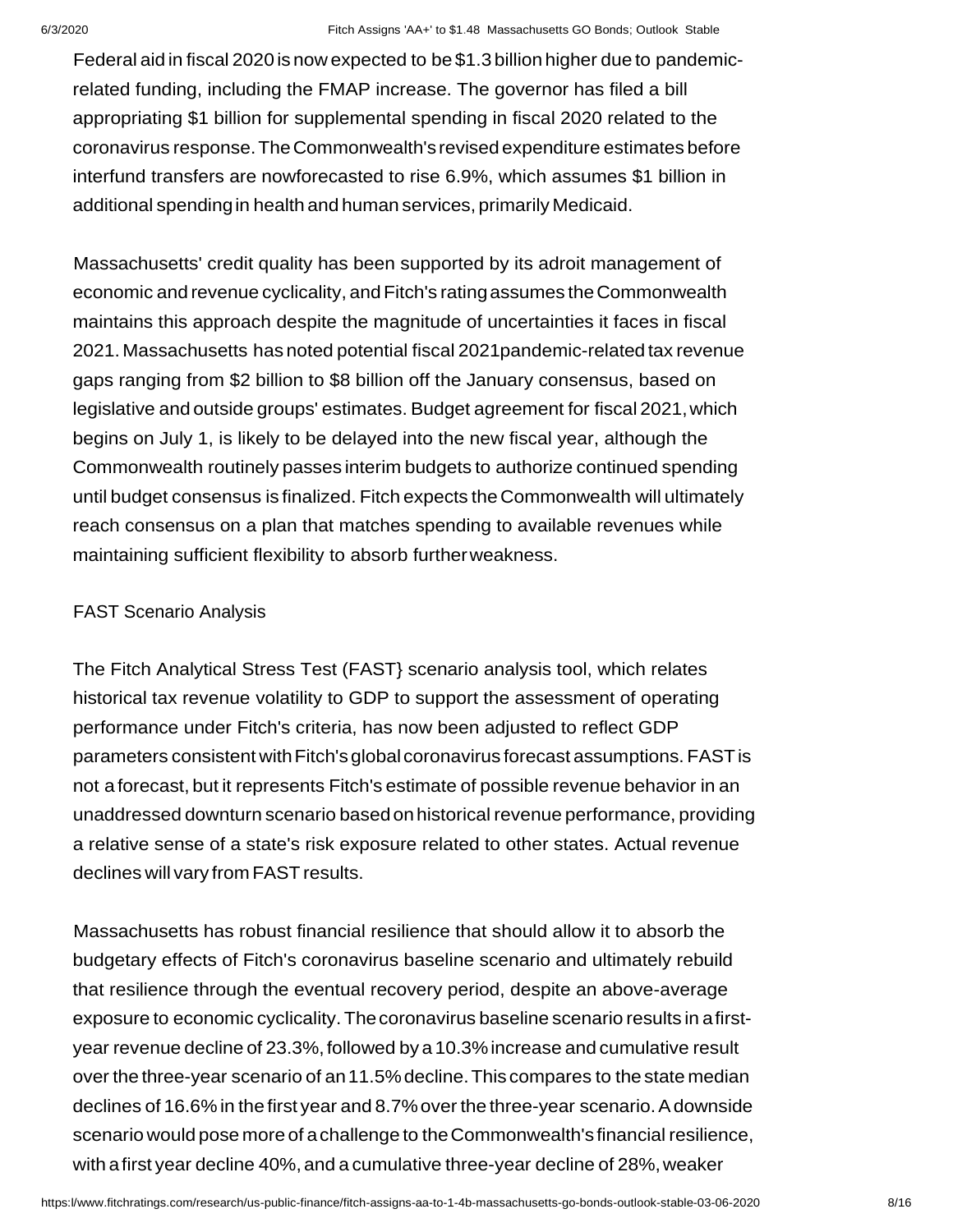Federal aid in fiscal 2020 is now expected to be $1.3 billion higher due to pandemic-related funding, including the FMAP increase. The governor has filed a bill appropriating $1 billion for supplemental spending in fiscal 2020 related to the coronavirus response. The Commonwealth's revised expenditure estimates before interfund transfers are nowforecasted to rise 6.9%, which assumes $1 billion in additional spending in health and human services, primarily Medicaid.

Massachusetts' credit quality has been supported by its adroit management of economic and revenue cyclicality, and Fitch's rating assumes the Commonwealth maintains this approach despite the magnitude of uncertainties it faces in fiscal 2021. Massachusetts has noted potential fiscal 2021pandemic-related tax revenue gaps ranging from $2 billion to $8 billion off the January consensus, based on legislative and outside groups' estimates. Budget agreement for fiscal 2021, which begins on July 1, is likely to be delayed into the new fiscal year, although the Commonwealth routinely passes interim budgets to authorize continued spending until budget consensus is finalized. Fitch expects the Commonwealth will ultimately reach consensus on a plan that matches spending to available revenues while maintaining sufficient flexibility to absorb further weakness.

FAST Scenario Analysis

The Fitch Analytical Stress Test (FAST} scenario analysis tool, which relates historical tax revenue volatility to GDP to support the assessment of operating performance under Fitch's criteria, has now been adjusted to reflect GDP parameters consistent with Fitch's global coronavirus forecast assumptions. FAST is not a forecast, but it represents Fitch's estimate of possible revenue behavior in an unaddressed downturn scenario based on historical revenue performance, providing a relative sense of a state's risk exposure related to other states. Actual revenue declines will vary from FAST results.

Massachusetts has robust financial resilience that should allow it to absorb the budgetary effects of Fitch's coronavirus baseline scenario and ultimately rebuild that resilience through the eventual recovery period, despite an above-average exposure to economic cyclicality. The coronavirus baseline scenario results in a first-year revenue decline of 23.3%, followed by a 10.3% increase and cumulative result over the three-year scenario of an 11.5% decline. This compares to the state median declines of 16.6% in the first year and 8.7% over the three-year scenario. A downside scenario would pose more of a challenge to the Commonwealth's financial resilience, with a first year decline 40%, and a cumulative three-year decline of 28%, weaker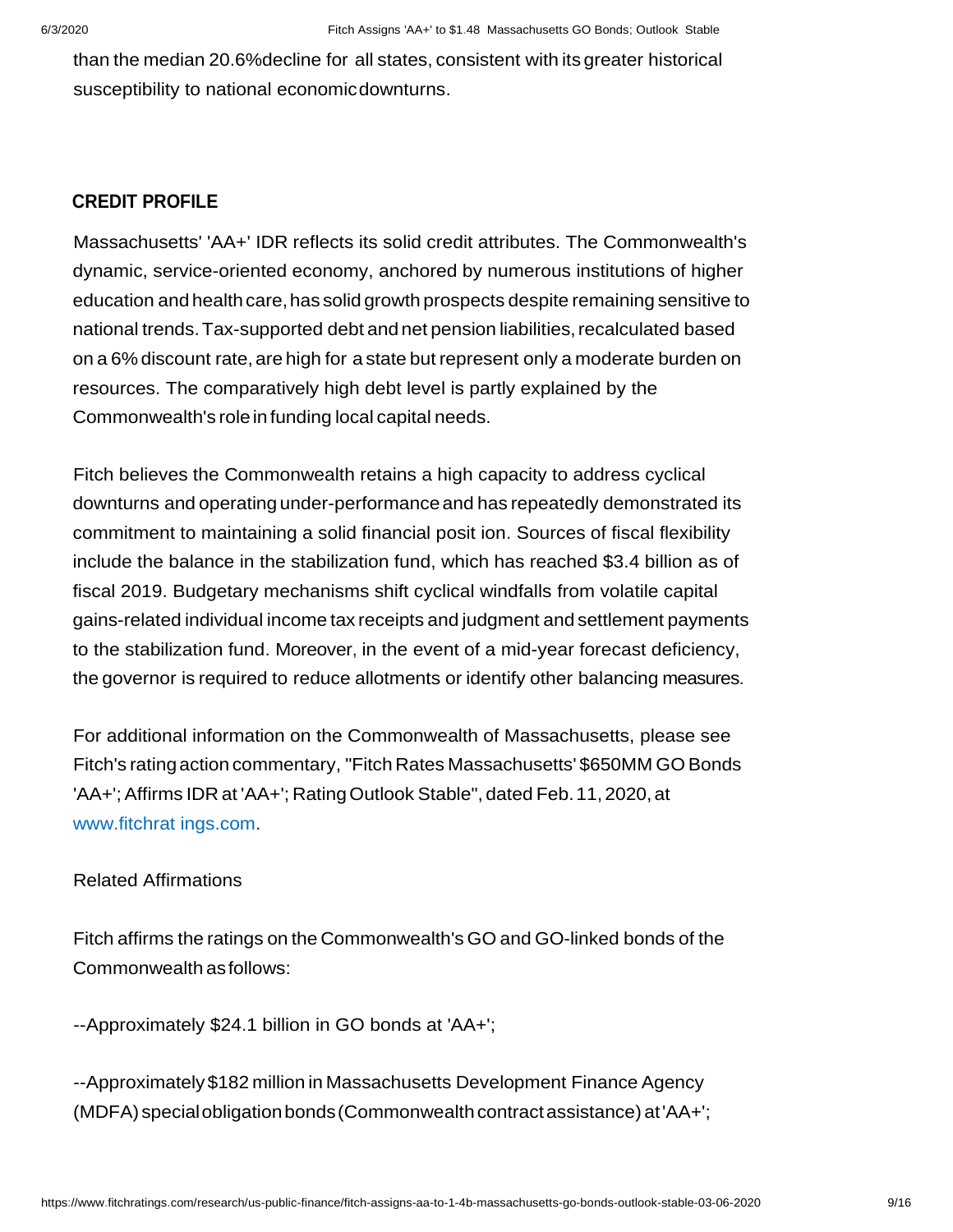than the median 20.6%decline for all states, consistent with its greater historical susceptibility to national economic downturns.

## CREDIT PROFILE

Massachusetts' 'AA+' IDR reflects its solid credit attributes. The Commonwealth's dynamic, service-oriented economy, anchored by numerous institutions of higher education and health care, has solid growth prospects despite remaining sensitive to national trends. Tax-supported debt and net pension liabilities, recalculated based on a 6% discount rate, are high for a state but represent only a moderate burden on resources. The comparatively high debt level is partly explained by the Commonwealth's role in funding local capital needs.

Fitch believes the Commonwealth retains a high capacity to address cyclical downturns and operating under-performance and has repeatedly demonstrated its commitment to maintaining a solid financial posit ion. Sources of fiscal flexibility include the balance in the stabilization fund, which has reached $3.4 billion as of fiscal 2019. Budgetary mechanisms shift cyclical windfalls from volatile capital gains-related individual income tax receipts and judgment and settlement payments to the stabilization fund. Moreover, in the event of a mid-year forecast deficiency, the governor is required to reduce allotments or identify other balancing measures.

For additional information on the Commonwealth of Massachusetts, please see Fitch's rating action commentary, "Fitch Rates Massachusetts' $650MM GO Bonds 'AA+'; Affirms IDR at 'AA+'; Rating Outlook Stable", dated Feb. 11, 2020, at www.fitchrat ings.com.

Related Affirmations

Fitch affirms the ratings on the Commonwealth's GO and GO-linked bonds of the Commonwealth as follows:

--Approximately $24.1 billion in GO bonds at 'AA+';

--Approximately $182 million in Massachusetts Development Finance Agency (MDFA) special obligation bonds (Commonwealth contract assistance) at 'AA+';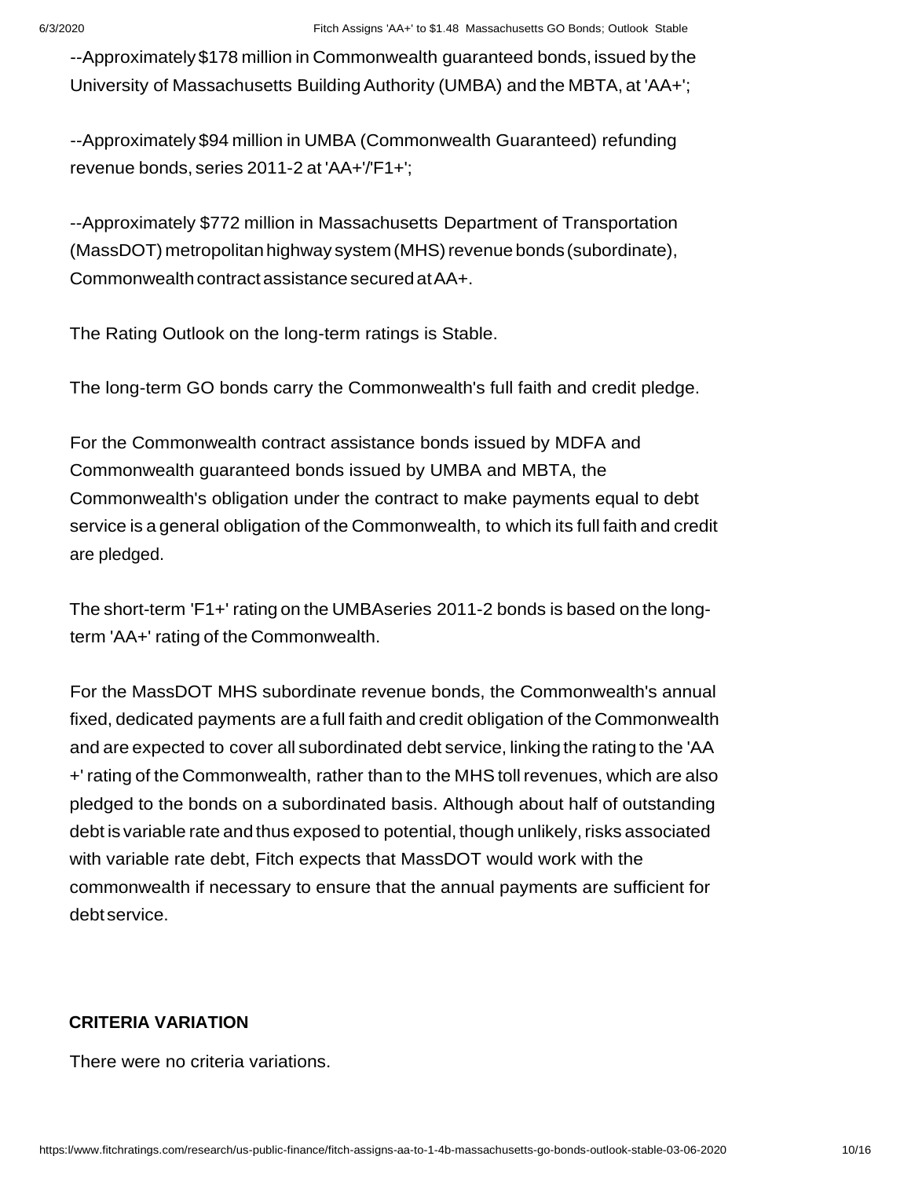--Approximately $178 million in Commonwealth guaranteed bonds, issued by the University of Massachusetts Building Authority (UMBA) and the MBTA, at 'AA+';

--Approximately $94 million in UMBA (Commonwealth Guaranteed) refunding revenue bonds, series 2011-2 at 'AA+'/'F1+';

--Approximately $772 million in Massachusetts Department of Transportation (MassDOT) metropolitan highway system (MHS) revenue bonds (subordinate), Commonwealth contract assistance secured at AA+.

The Rating Outlook on the long-term ratings is Stable.

The long-term GO bonds carry the Commonwealth's full faith and credit pledge.

For the Commonwealth contract assistance bonds issued by MDFA and Commonwealth guaranteed bonds issued by UMBA and MBTA, the Commonwealth's obligation under the contract to make payments equal to debt service is a general obligation of the Commonwealth, to which its full faith and credit are pledged.

The short-term 'F1+' rating on the UMBAseries 2011-2 bonds is based on the long-term 'AA+' rating of the Commonwealth.

For the MassDOT MHS subordinate revenue bonds, the Commonwealth's annual fixed, dedicated payments are a full faith and credit obligation of the Commonwealth and are expected to cover all subordinated debt service, linking the rating to the 'AA+' rating of the Commonwealth, rather than to the MHS toll revenues, which are also pledged to the bonds on a subordinated basis. Although about half of outstanding debt is variable rate and thus exposed to potential, though unlikely, risks associated with variable rate debt, Fitch expects that MassDOT would work with the commonwealth if necessary to ensure that the annual payments are sufficient for debt service.

**CRITERIA VARIATION**

There were no criteria variations.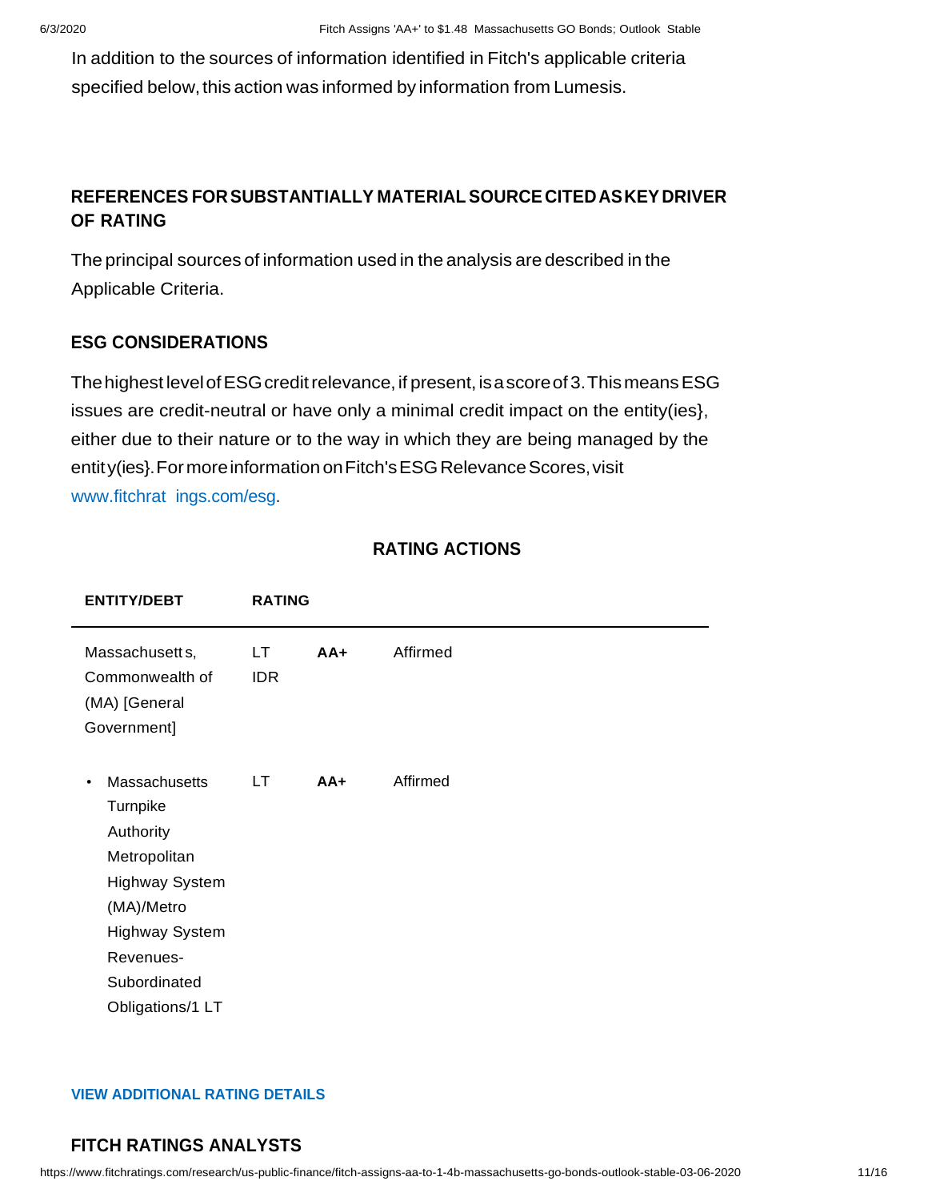In addition to the sources of information identified in Fitch's applicable criteria specified below, this action was informed by information from Lumesis.

### REFERENCES FOR SUBSTANTIALLY MATERIAL SOURCE CITED AS KEY DRIVER OF RATING

The principal sources of information used in the analysis are described in the Applicable Criteria.

### ESG CONSIDERATIONS

The highest level of ESG credit relevance, if present, is a score of 3. This means ESG issues are credit-neutral or have only a minimal credit impact on the entity(ies}, either due to their nature or to the way in which they are being managed by the entity(ies}. For more information on Fitch's ESG Relevance Scores, visit www.fitchratings.com/esg.

## RATING ACTIONS

| ENTITY/DEBT | RATING | | |
|---|---|---|---|
| Massachusetts, Commonwealth of (MA) [General Government] | LT IDR | **AA+** | Affirmed |
| • Massachusetts Turnpike Authority Metropolitan Highway System (MA)/Metro Highway System Revenues-Subordinated Obligations/1 LT | LT | **AA+** | Affirmed |

**VIEW ADDITIONAL RATING DETAILS**

### FITCH RATINGS ANALYSTS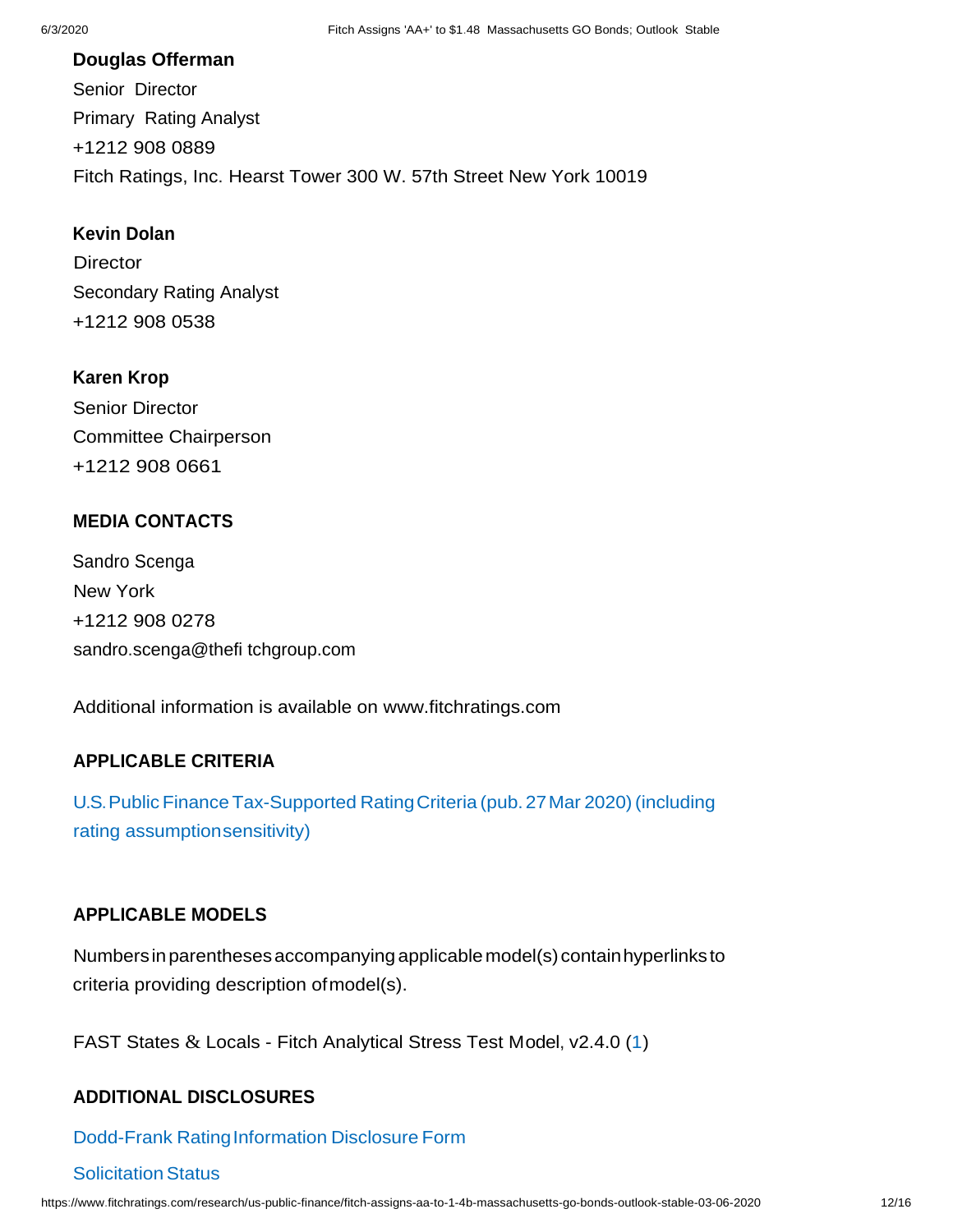**Douglas Offerman**

Senior Director

Primary Rating Analyst

+1212 908 0889

Fitch Ratings, Inc. Hearst Tower 300 W. 57th Street New York 10019

**Kevin Dolan**

Director

Secondary Rating Analyst

+1212 908 0538

**Karen Krop**

Senior Director

Committee Chairperson

+1212 908 0661

### MEDIA CONTACTS

Sandro Scenga

New York

+1212 908 0278

sandro.scenga@thefi tchgroup.com

Additional information is available on www.fitchratings.com

### APPLICABLE CRITERIA

U.S. Public Finance Tax-Supported Rating Criteria (pub. 27 Mar 2020) (including rating assumption sensitivity)

### APPLICABLE MODELS

Numbers in parentheses accompanying applicable model(s) contain hyperlinks to criteria providing description of model(s).

FAST States & Locals - Fitch Analytical Stress Test Model, v2.4.0 (1)

### ADDITIONAL DISCLOSURES

Dodd-Frank Rating Information Disclosure Form

Solicitation Status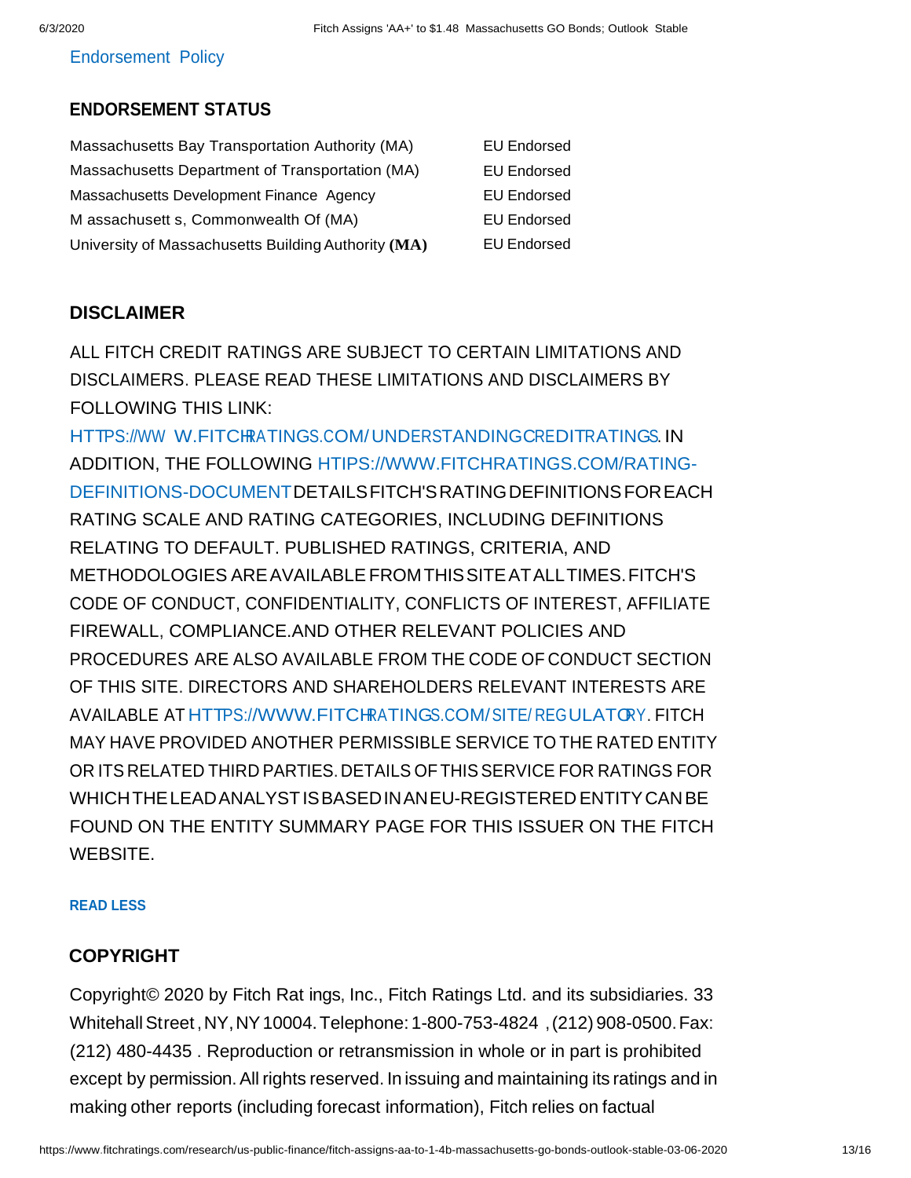Endorsement Policy

## ENDORSEMENT STATUS

| | |
|---|---|
| Massachusetts Bay Transportation Authority (MA) | EU Endorsed |
| Massachusetts Department of Transportation (MA) | EU Endorsed |
| Massachusetts Development Finance Agency | EU Endorsed |
| Massachusetts, Commonwealth Of (MA) | EU Endorsed |
| University of Massachusetts Building Authority (MA) | EU Endorsed |

## DISCLAIMER

ALL FITCH CREDIT RATINGS ARE SUBJECT TO CERTAIN LIMITATIONS AND DISCLAIMERS. PLEASE READ THESE LIMITATIONS AND DISCLAIMERS BY FOLLOWING THIS LINK: HTTPS://WWW.FITCHRATINGS.COM/UNDERSTANDINGCREDITRATINGS. IN ADDITION, THE FOLLOWING HTTPS://WWW.FITCHRATINGS.COM/RATING-DEFINITIONS-DOCUMENT DETAILS FITCH'S RATING DEFINITIONS FOR EACH RATING SCALE AND RATING CATEGORIES, INCLUDING DEFINITIONS RELATING TO DEFAULT. PUBLISHED RATINGS, CRITERIA, AND METHODOLOGIES ARE AVAILABLE FROM THIS SITE AT ALL TIMES. FITCH'S CODE OF CONDUCT, CONFIDENTIALITY, CONFLICTS OF INTEREST, AFFILIATE FIREWALL, COMPLIANCE.AND OTHER RELEVANT POLICIES AND PROCEDURES ARE ALSO AVAILABLE FROM THE CODE OF CONDUCT SECTION OF THIS SITE. DIRECTORS AND SHAREHOLDERS RELEVANT INTERESTS ARE AVAILABLE AT HTTPS://WWW.FITCHRATINGS.COM/SITE/REGULATORY. FITCH MAY HAVE PROVIDED ANOTHER PERMISSIBLE SERVICE TO THE RATED ENTITY OR ITS RELATED THIRD PARTIES. DETAILS OF THIS SERVICE FOR RATINGS FOR WHICH THE LEAD ANALYST IS BASED IN AN EU-REGISTERED ENTITY CAN BE FOUND ON THE ENTITY SUMMARY PAGE FOR THIS ISSUER ON THE FITCH WEBSITE.

READ LESS

## COPYRIGHT

Copyright© 2020 by Fitch Ratings, Inc., Fitch Ratings Ltd. and its subsidiaries. 33 Whitehall Street, NY, NY 10004. Telephone: 1-800-753-4824, (212) 908-0500. Fax: (212) 480-4435. Reproduction or retransmission in whole or in part is prohibited except by permission. All rights reserved. In issuing and maintaining its ratings and in making other reports (including forecast information), Fitch relies on factual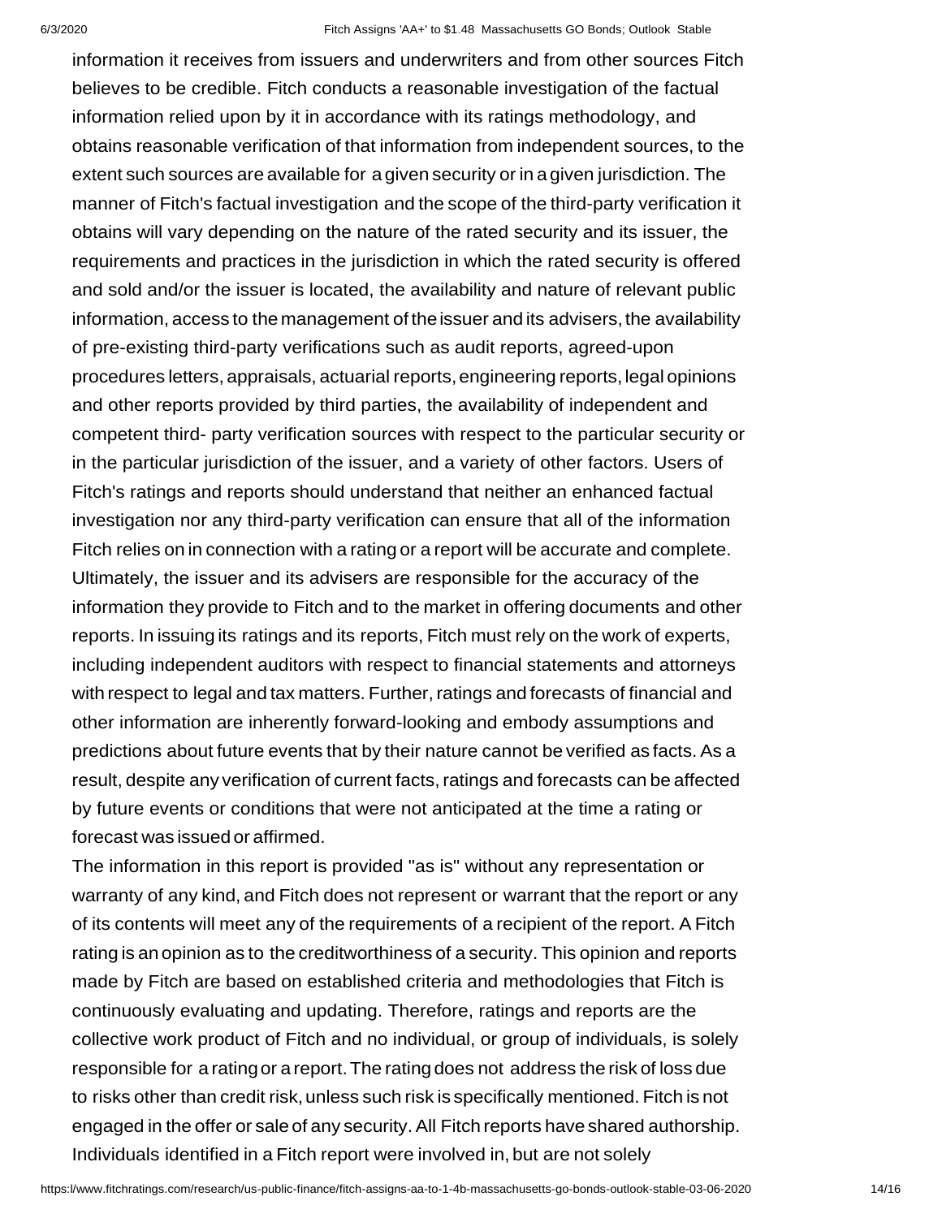information it receives from issuers and underwriters and from other sources Fitch believes to be credible. Fitch conducts a reasonable investigation of the factual information relied upon by it in accordance with its ratings methodology, and obtains reasonable verification of that information from independent sources, to the extent such sources are available for a given security or in a given jurisdiction. The manner of Fitch's factual investigation and the scope of the third-party verification it obtains will vary depending on the nature of the rated security and its issuer, the requirements and practices in the jurisdiction in which the rated security is offered and sold and/or the issuer is located, the availability and nature of relevant public information, access to the management of the issuer and its advisers, the availability of pre-existing third-party verifications such as audit reports, agreed-upon procedures letters, appraisals, actuarial reports, engineering reports, legal opinions and other reports provided by third parties, the availability of independent and competent third- party verification sources with respect to the particular security or in the particular jurisdiction of the issuer, and a variety of other factors. Users of Fitch's ratings and reports should understand that neither an enhanced factual investigation nor any third-party verification can ensure that all of the information Fitch relies on in connection with a rating or a report will be accurate and complete. Ultimately, the issuer and its advisers are responsible for the accuracy of the information they provide to Fitch and to the market in offering documents and other reports. In issuing its ratings and its reports, Fitch must rely on the work of experts, including independent auditors with respect to financial statements and attorneys with respect to legal and tax matters. Further, ratings and forecasts of financial and other information are inherently forward-looking and embody assumptions and predictions about future events that by their nature cannot be verified as facts. As a result, despite any verification of current facts, ratings and forecasts can be affected by future events or conditions that were not anticipated at the time a rating or forecast was issued or affirmed.

The information in this report is provided "as is" without any representation or warranty of any kind, and Fitch does not represent or warrant that the report or any of its contents will meet any of the requirements of a recipient of the report. A Fitch rating is an opinion as to the creditworthiness of a security. This opinion and reports made by Fitch are based on established criteria and methodologies that Fitch is continuously evaluating and updating. Therefore, ratings and reports are the collective work product of Fitch and no individual, or group of individuals, is solely responsible for a rating or a report. The rating does not address the risk of loss due to risks other than credit risk, unless such risk is specifically mentioned. Fitch is not engaged in the offer or sale of any security. All Fitch reports have shared authorship. Individuals identified in a Fitch report were involved in, but are not solely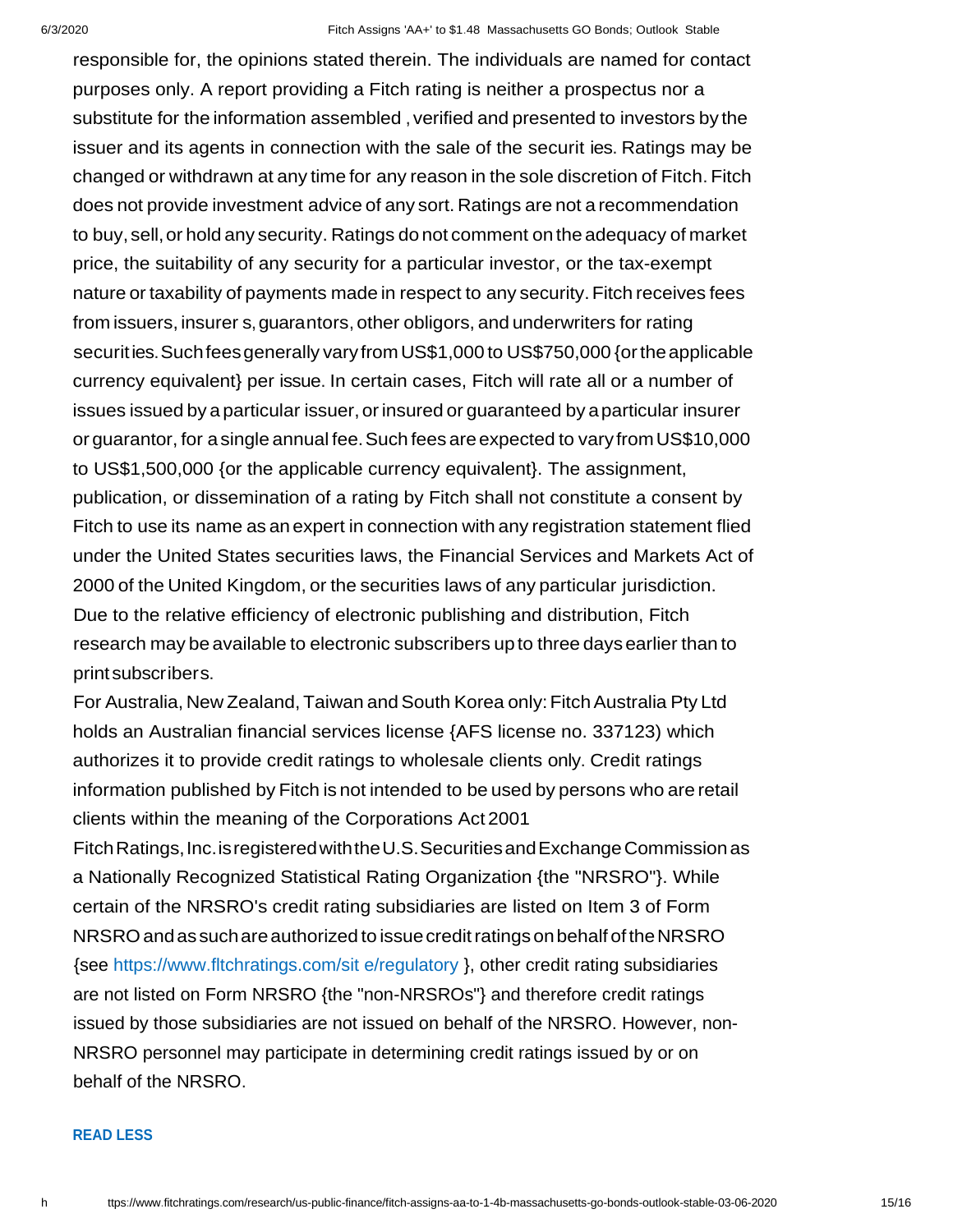responsible for, the opinions stated therein. The individuals are named for contact purposes only. A report providing a Fitch rating is neither a prospectus nor a substitute for the information assembled , verified and presented to investors by the issuer and its agents in connection with the sale of the securit ies. Ratings may be changed or withdrawn at any time for any reason in the sole discretion of Fitch. Fitch does not provide investment advice of any sort. Ratings are not a recommendation to buy, sell, or hold any security. Ratings do not comment on the adequacy of market price, the suitability of any security for a particular investor, or the tax-exempt nature or taxability of payments made in respect to any security. Fitch receives fees from issuers, insurer s, guarantors, other obligors, and underwriters for rating securities. Such fees generally vary from US$1,000 to US$750,000 {or the applicable currency equivalent} per issue. In certain cases, Fitch will rate all or a number of issues issued by a particular issuer, or insured or guaranteed by a particular insurer or guarantor, for a single annual fee. Such fees are expected to vary from US$10,000 to US$1,500,000 {or the applicable currency equivalent}. The assignment, publication, or dissemination of a rating by Fitch shall not constitute a consent by Fitch to use its name as an expert in connection with any registration statement flied under the United States securities laws, the Financial Services and Markets Act of 2000 of the United Kingdom, or the securities laws of any particular jurisdiction. Due to the relative efficiency of electronic publishing and distribution, Fitch research may be available to electronic subscribers up to three days earlier than to print subscribers.

For Australia, New Zealand, Taiwan and South Korea only: Fitch Australia Pty Ltd holds an Australian financial services license {AFS license no. 337123) which authorizes it to provide credit ratings to wholesale clients only. Credit ratings information published by Fitch is not intended to be used by persons who are retail clients within the meaning of the Corporations Act 2001

Fitch Ratings, Inc. is registered with the U.S. Securities and Exchange Commission as a Nationally Recognized Statistical Rating Organization {the "NRSRO"}. While certain of the NRSRO's credit rating subsidiaries are listed on Item 3 of Form NRSRO and as such are authorized to issue credit ratings on behalf of the NRSRO {see https://www.fltchratings.com/sit e/regulatory }, other credit rating subsidiaries are not listed on Form NRSRO {the "non-NRSROs"} and therefore credit ratings issued by those subsidiaries are not issued on behalf of the NRSRO. However, non-NRSRO personnel may participate in determining credit ratings issued by or on behalf of the NRSRO.

**READ LESS**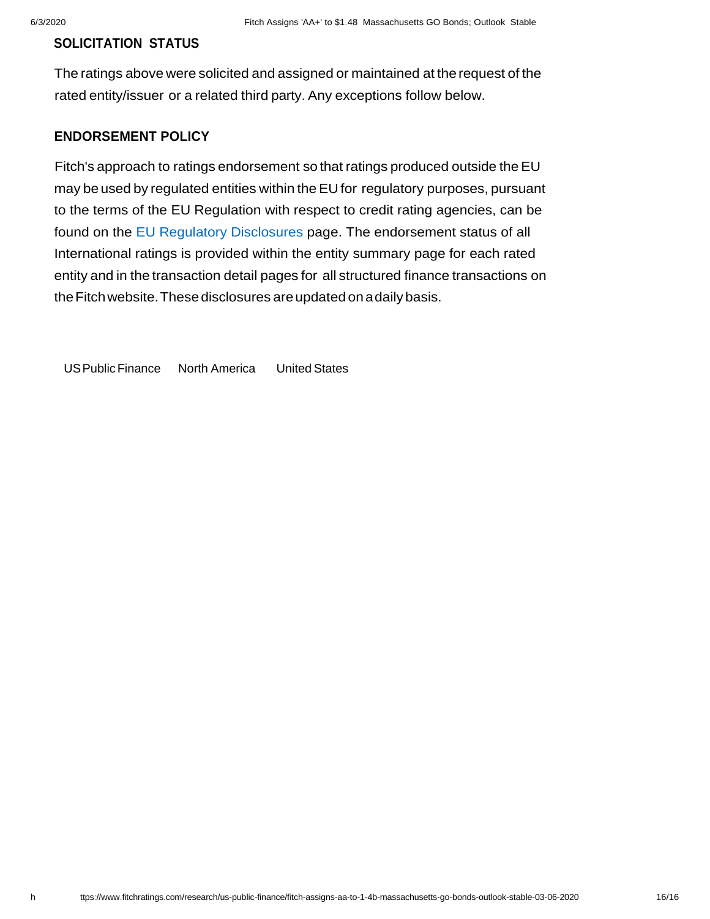## SOLICITATION STATUS

The ratings above were solicited and assigned or maintained at the request of the rated entity/issuer or a related third party. Any exceptions follow below.

## ENDORSEMENT POLICY

Fitch's approach to ratings endorsement so that ratings produced outside the EU may be used by regulated entities within the EU for regulatory purposes, pursuant to the terms of the EU Regulation with respect to credit rating agencies, can be found on the EU Regulatory Disclosures page. The endorsement status of all International ratings is provided within the entity summary page for each rated entity and in the transaction detail pages for all structured finance transactions on the Fitch website. These disclosures are updated on a daily basis.

US Public Finance North America United States